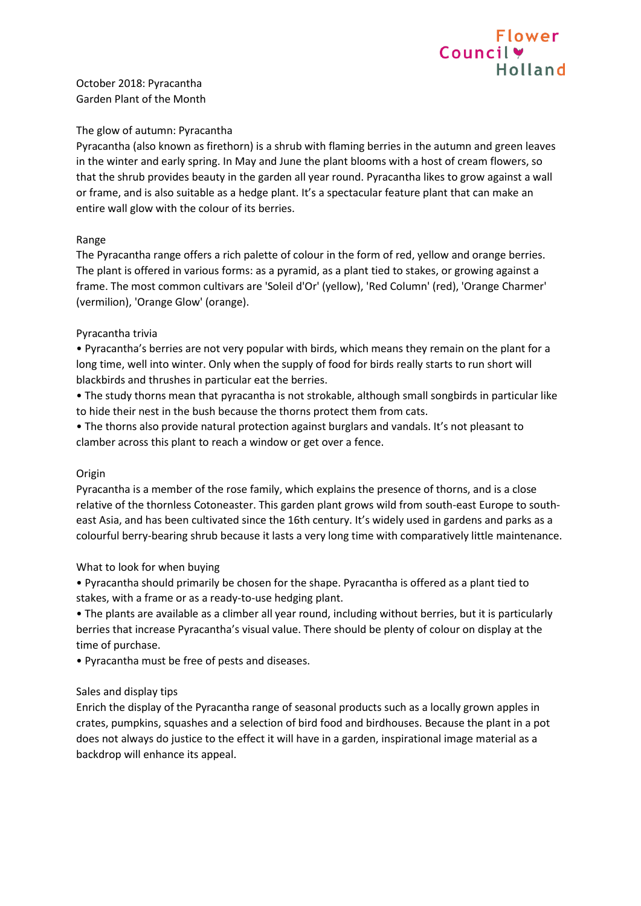Flower Council Holland

October 2018: Pyracantha
Garden Plant of the Month

## The glow of autumn: Pyracantha

Pyracantha (also known as firethorn) is a shrub with flaming berries in the autumn and green leaves in the winter and early spring. In May and June the plant blooms with a host of cream flowers, so that the shrub provides beauty in the garden all year round. Pyracantha likes to grow against a wall or frame, and is also suitable as a hedge plant. It's a spectacular feature plant that can make an entire wall glow with the colour of its berries.

## Range

The Pyracantha range offers a rich palette of colour in the form of red, yellow and orange berries. The plant is offered in various forms: as a pyramid, as a plant tied to stakes, or growing against a frame. The most common cultivars are 'Soleil d'Or' (yellow), 'Red Column' (red), 'Orange Charmer' (vermilion), 'Orange Glow' (orange).

## Pyracantha trivia

- Pyracantha's berries are not very popular with birds, which means they remain on the plant for a long time, well into winter. Only when the supply of food for birds really starts to run short will blackbirds and thrushes in particular eat the berries.
- The study thorns mean that pyracantha is not strokable, although small songbirds in particular like to hide their nest in the bush because the thorns protect them from cats.
- The thorns also provide natural protection against burglars and vandals. It's not pleasant to clamber across this plant to reach a window or get over a fence.

## Origin

Pyracantha is a member of the rose family, which explains the presence of thorns, and is a close relative of the thornless Cotoneaster. This garden plant grows wild from south-east Europe to south-east Asia, and has been cultivated since the 16th century. It's widely used in gardens and parks as a colourful berry-bearing shrub because it lasts a very long time with comparatively little maintenance.

## What to look for when buying

- Pyracantha should primarily be chosen for the shape. Pyracantha is offered as a plant tied to stakes, with a frame or as a ready-to-use hedging plant.
- The plants are available as a climber all year round, including without berries, but it is particularly berries that increase Pyracantha's visual value. There should be plenty of colour on display at the time of purchase.
- Pyracantha must be free of pests and diseases.

## Sales and display tips

Enrich the display of the Pyracantha range of seasonal products such as a locally grown apples in crates, pumpkins, squashes and a selection of bird food and birdhouses. Because the plant in a pot does not always do justice to the effect it will have in a garden, inspirational image material as a backdrop will enhance its appeal.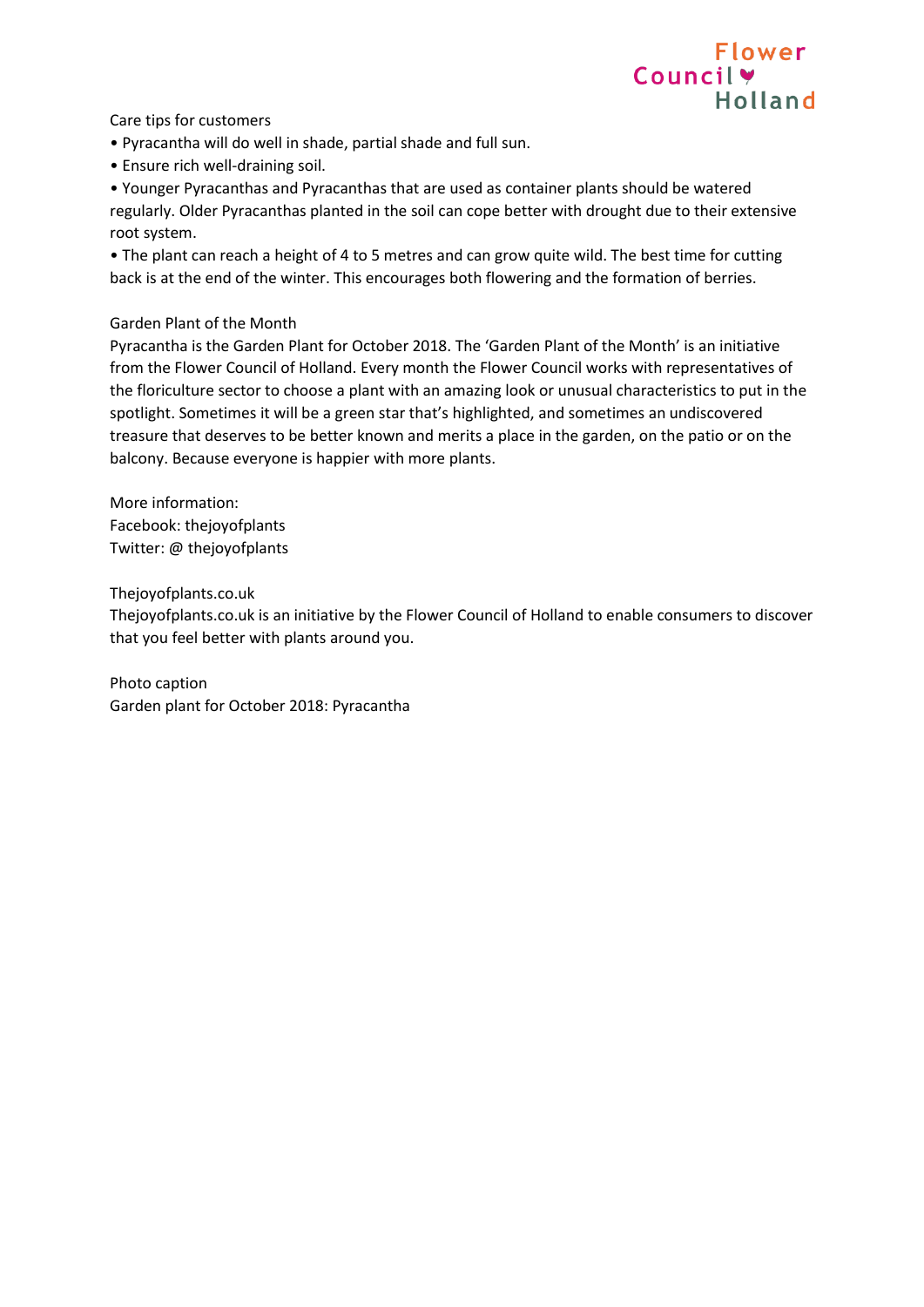Care tips for customers

- Pyracantha will do well in shade, partial shade and full sun.
- Ensure rich well-draining soil.
- Younger Pyracanthas and Pyracanthas that are used as container plants should be watered regularly. Older Pyracanthas planted in the soil can cope better with drought due to their extensive root system.
- The plant can reach a height of 4 to 5 metres and can grow quite wild. The best time for cutting back is at the end of the winter. This encourages both flowering and the formation of berries.

Garden Plant of the Month

Pyracantha is the Garden Plant for October 2018. The 'Garden Plant of the Month' is an initiative from the Flower Council of Holland. Every month the Flower Council works with representatives of the floriculture sector to choose a plant with an amazing look or unusual characteristics to put in the spotlight. Sometimes it will be a green star that's highlighted, and sometimes an undiscovered treasure that deserves to be better known and merits a place in the garden, on the patio or on the balcony. Because everyone is happier with more plants.

More information:
Facebook: thejoyofplants
Twitter: @ thejoyofplants

Thejoyofplants.co.uk

Thejoyofplants.co.uk is an initiative by the Flower Council of Holland to enable consumers to discover that you feel better with plants around you.

Photo caption

Garden plant for October 2018: Pyracantha